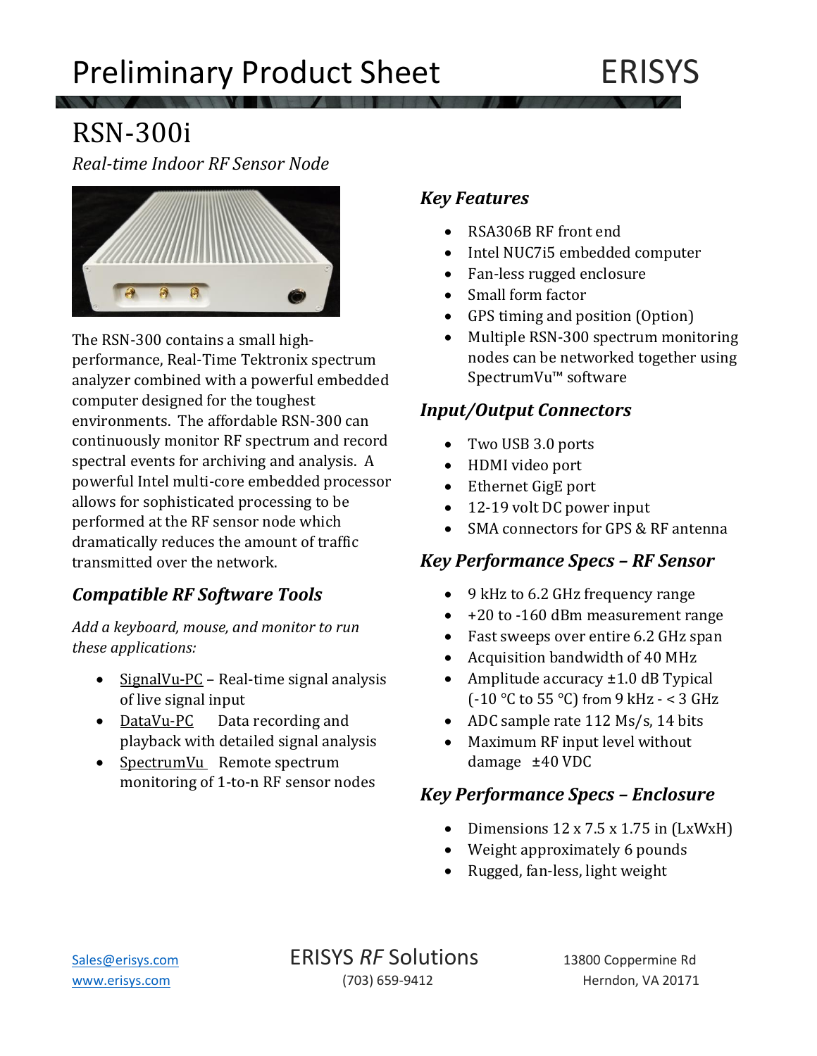# Preliminary Product Sheet

ERISYS

## RSN-300i

*Real-time Indoor RF Sensor Node*

The RSN-300 contains a small high-performance, Real-Time Tektronix spectrum analyzer combined with a powerful embedded computer designed for the toughest environments. The affordable RSN-300 can continuously monitor RF spectrum and record spectral events for archiving and analysis. A powerful Intel multi-core embedded processor allows for sophisticated processing to be performed at the RF sensor node which dramatically reduces the amount of traffic transmitted over the network.

### *Compatible RF Software Tools*

*Add a keyboard, mouse, and monitor to run these applications:*

- SignalVu-PC – Real-time signal analysis of live signal input
- DataVu-PC Data recording and playback with detailed signal analysis
- SpectrumVu Remote spectrum monitoring of 1-to-n RF sensor nodes

### *Key Features*

- RSA306B RF front end
- Intel NUC7i5 embedded computer
- Fan-less rugged enclosure
- Small form factor
- GPS timing and position (Option)
- Multiple RSN-300 spectrum monitoring nodes can be networked together using SpectrumVu™ software

### *Input/Output Connectors*

- Two USB 3.0 ports
- HDMI video port
- Ethernet GigE port
- 12-19 volt DC power input
- SMA connectors for GPS & RF antenna

### *Key Performance Specs – RF Sensor*

- 9 kHz to 6.2 GHz frequency range
- +20 to -160 dBm measurement range
- Fast sweeps over entire 6.2 GHz span
- Acquisition bandwidth of 40 MHz
- Amplitude accuracy ±1.0 dB Typical (-10 °C to 55 °C) from 9 kHz - < 3 GHz
- ADC sample rate 112 Ms/s, 14 bits
- Maximum RF input level without damage ±40 VDC

### *Key Performance Specs – Enclosure*

- Dimensions 12 x 7.5 x 1.75 in (LxWxH)
- Weight approximately 6 pounds
- Rugged, fan-less, light weight

Sales@erisys.com
www.erisys.com

ERISYS *RF* Solutions
(703) 659-9412

13800 Coppermine Rd
Herndon, VA 20171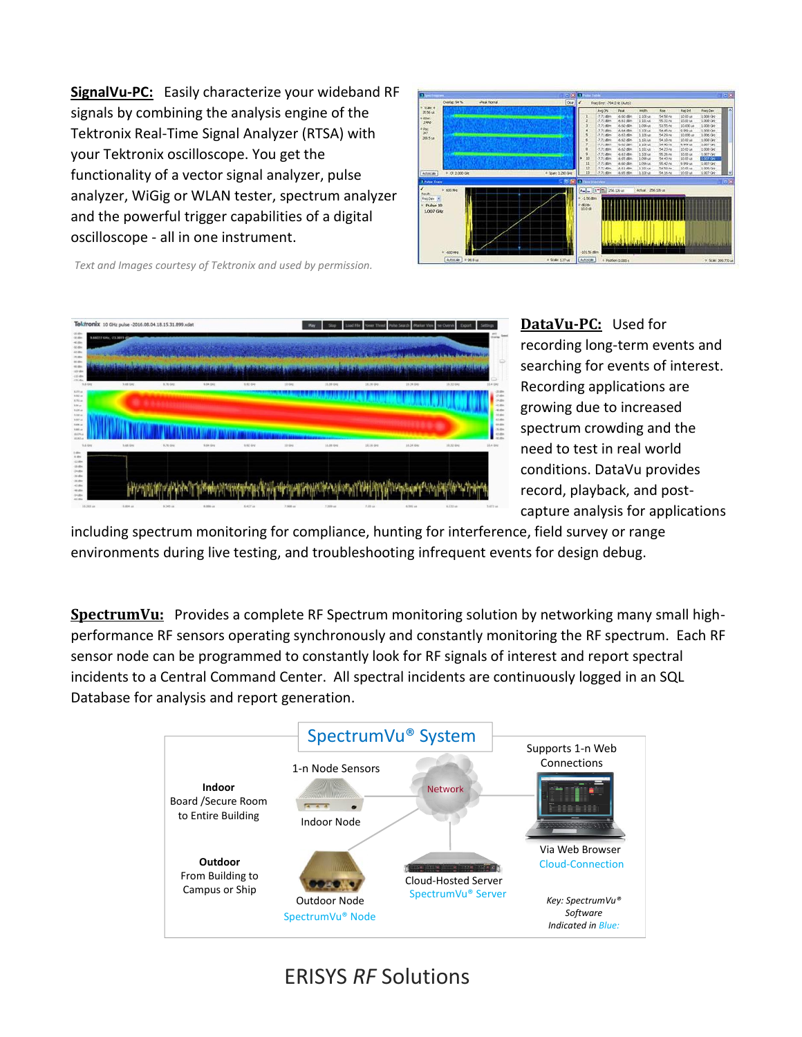**SignalVu-PC:** Easily characterize your wideband RF signals by combining the analysis engine of the Tektronix Real-Time Signal Analyzer (RTSA) with your Tektronix oscilloscope. You get the functionality of a vector signal analyzer, pulse analyzer, WiGig or WLAN tester, spectrum analyzer and the powerful trigger capabilities of a digital oscilloscope - all in one instrument.

*Text and Images courtesy of Tektronix and used by permission.*

**DataVu-PC:** Used for recording long-term events and searching for events of interest. Recording applications are growing due to increased spectrum crowding and the need to test in real world conditions. DataVu provides record, playback, and post-capture analysis for applications including spectrum monitoring for compliance, hunting for interference, field survey or range environments during live testing, and troubleshooting infrequent events for design debug.

**SpectrumVu:** Provides a complete RF Spectrum monitoring solution by networking many small high-performance RF sensors operating synchronously and constantly monitoring the RF spectrum. Each RF sensor node can be programmed to constantly look for RF signals of interest and report spectral incidents to a Central Command Center. All spectral incidents are continuously logged in an SQL Database for analysis and report generation.

SpectrumVu® System

Indoor
Board /Secure Room to Entire Building

Outdoor
From Building to Campus or Ship

1-n Node Sensors

Indoor Node

Outdoor Node
SpectrumVu® Node

Network

Cloud-Hosted Server
SpectrumVu® Server

Supports 1-n Web Connections

Via Web Browser
Cloud-Connection

*Key: SpectrumVu® Software Indicated in Blue:*

ERISYS *RF* Solutions